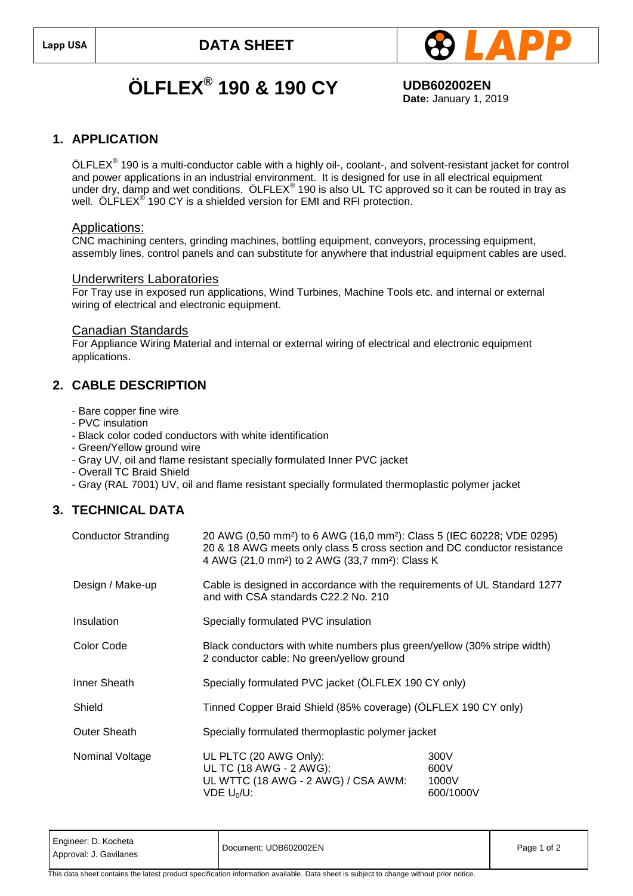# ÖLFLEX® 190 & 190 CY

**UDB602002EN**
**Date:** January 1, 2019

## 1. APPLICATION

ÖLFLEX® 190 is a multi-conductor cable with a highly oil-, coolant-, and solvent-resistant jacket for control and power applications in an industrial environment. It is designed for use in all electrical equipment under dry, damp and wet conditions. ÖLFLEX® 190 is also UL TC approved so it can be routed in tray as well. ÖLFLEX® 190 CY is a shielded version for EMI and RFI protection.

### Applications:

CNC machining centers, grinding machines, bottling equipment, conveyors, processing equipment, assembly lines, control panels and can substitute for anywhere that industrial equipment cables are used.

### Underwriters Laboratories

For Tray use in exposed run applications, Wind Turbines, Machine Tools etc. and internal or external wiring of electrical and electronic equipment.

### Canadian Standards

For Appliance Wiring Material and internal or external wiring of electrical and electronic equipment applications.

## 2. CABLE DESCRIPTION

- Bare copper fine wire
- PVC insulation
- Black color coded conductors with white identification
- Green/Yellow ground wire
- Gray UV, oil and flame resistant specially formulated Inner PVC jacket
- Overall TC Braid Shield
- Gray (RAL 7001) UV, oil and flame resistant specially formulated thermoplastic polymer jacket

## 3. TECHNICAL DATA

| | |
|---|---|
| Conductor Stranding | 20 AWG (0,50 mm²) to 6 AWG (16,0 mm²): Class 5 (IEC 60228; VDE 0295)<br>20 & 18 AWG meets only class 5 cross section and DC conductor resistance<br>4 AWG (21,0 mm²) to 2 AWG (33,7 mm²): Class K |
| Design / Make-up | Cable is designed in accordance with the requirements of UL Standard 1277 and with CSA standards C22.2 No. 210 |
| Insulation | Specially formulated PVC insulation |
| Color Code | Black conductors with white numbers plus green/yellow (30% stripe width)<br>2 conductor cable: No green/yellow ground |
| Inner Sheath | Specially formulated PVC jacket (ÖLFLEX 190 CY only) |
| Shield | Tinned Copper Braid Shield (85% coverage) (ÖLFLEX 190 CY only) |
| Outer Sheath | Specially formulated thermoplastic polymer jacket |
| Nominal Voltage | UL PLTC (20 AWG Only): 300V<br>UL TC (18 AWG - 2 AWG): 600V<br>UL WTTC (18 AWG - 2 AWG) / CSA AWM: 1000V<br>VDE $U_0/U$: 600/1000V |

Engineer: D. Kocheta
Approval: J. Gavilanes
Document: UDB602002EN

This data sheet contains the latest product specification information available. Data sheet is subject to change without prior notice.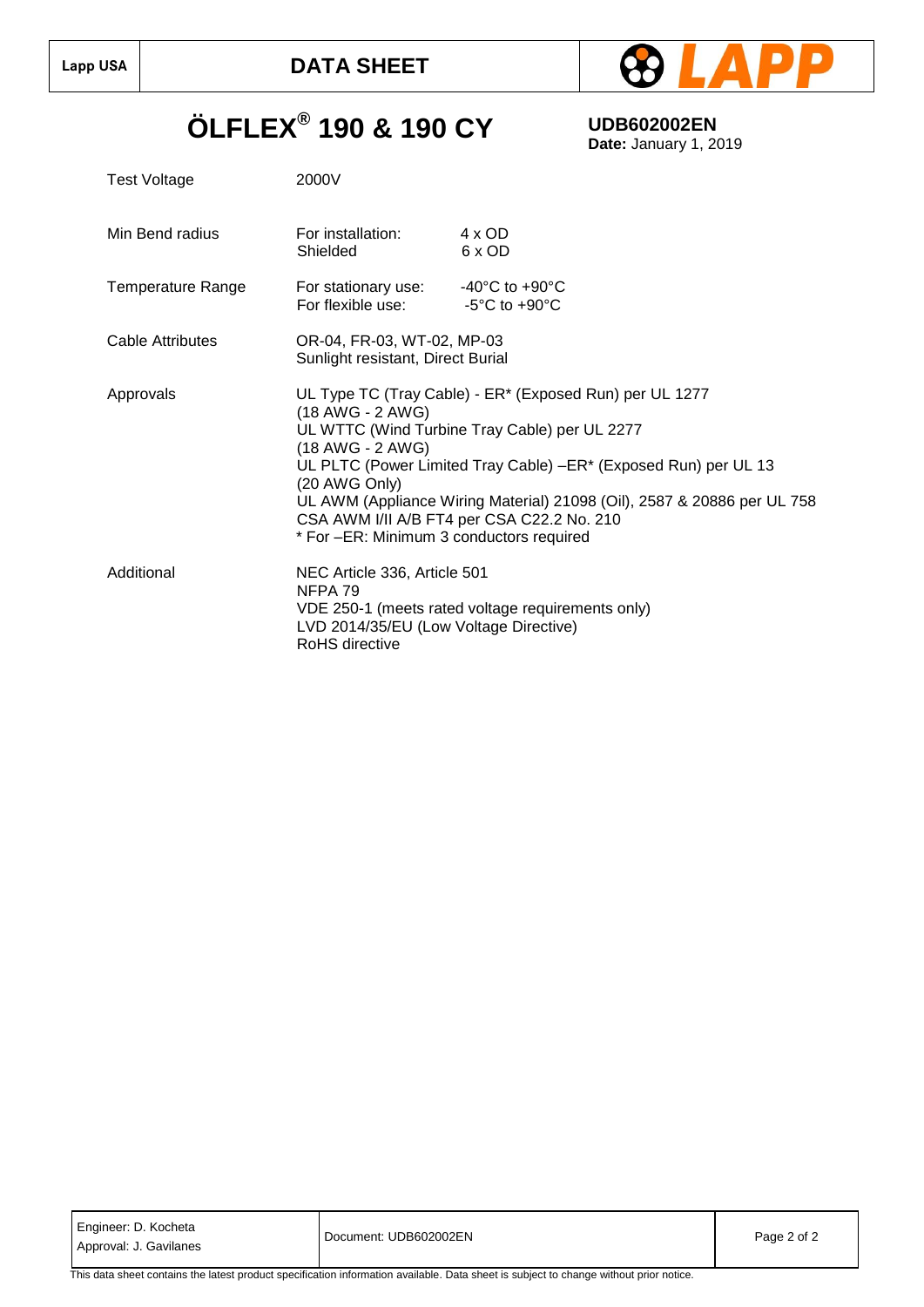# ÖLFLEX® 190 & 190 CY

**UDB602002EN**
**Date:** January 1, 2019

| | | |
|---|---|---|
| Test Voltage | 2000V | |
| Min Bend radius | For installation:<br>Shielded | 4 x OD<br>6 x OD |
| Temperature Range | For stationary use:<br>For flexible use: | -40°C to +90°C<br>-5°C to +90°C |
| Cable Attributes | OR-04, FR-03, WT-02, MP-03<br>Sunlight resistant, Direct Burial | |
| Approvals | UL Type TC (Tray Cable) - ER* (Exposed Run) per UL 1277<br>(18 AWG - 2 AWG)<br>UL WTTC (Wind Turbine Tray Cable) per UL 2277<br>(18 AWG - 2 AWG)<br>UL PLTC (Power Limited Tray Cable) –ER* (Exposed Run) per UL 13<br>(20 AWG Only)<br>UL AWM (Appliance Wiring Material) 21098 (Oil), 2587 & 20886 per UL 758<br>CSA AWM I/II A/B FT4 per CSA C22.2 No. 210<br>* For –ER: Minimum 3 conductors required | |
| Additional | NEC Article 336, Article 501<br>NFPA 79<br>VDE 250-1 (meets rated voltage requirements only)<br>LVD 2014/35/EU (Low Voltage Directive)<br>RoHS directive | |

| | | |
|---|---|---|
| Engineer: D. Kocheta<br>Approval: J. Gavilanes | Document: UDB602002EN | Page 2 of 2 |

This data sheet contains the latest product specification information available. Data sheet is subject to change without prior notice.